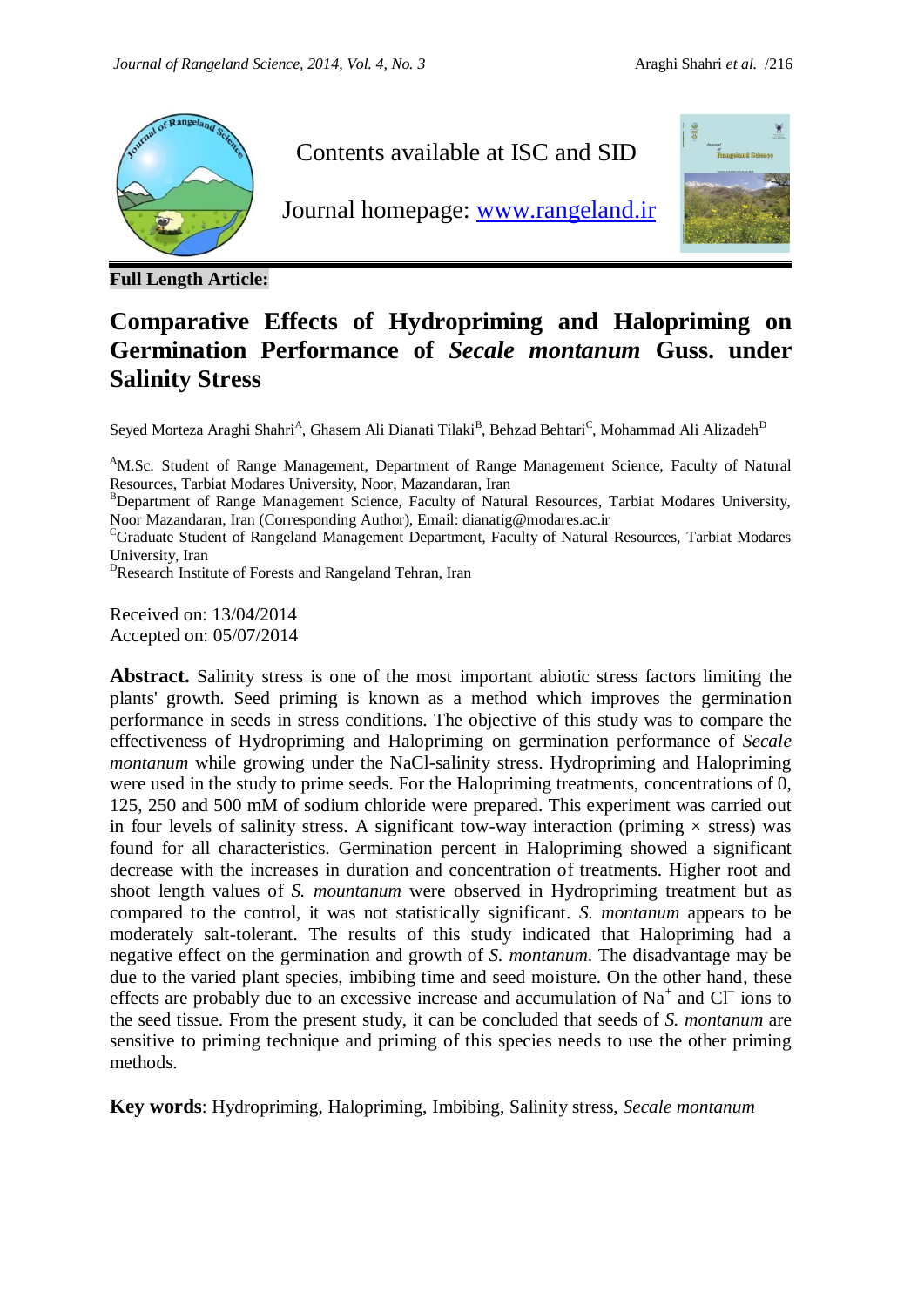Contents available at ISC and SID

Journal homepage: www.rangeland.ir

**Full Length Article:**

# Comparative Effects of Hydropriming and Halopriming on Germination Performance of *Secale montanum* Guss. under Salinity Stress

Seyed Morteza Araghi Shahri[A], Ghasem Ali Dianati Tilaki[B], Behzad Behtari[C], Mohammad Ali Alizadeh[D]

[A]M.Sc. Student of Range Management, Department of Range Management Science, Faculty of Natural Resources, Tarbiat Modares University, Noor, Mazandaran, Iran
[B]Department of Range Management Science, Faculty of Natural Resources, Tarbiat Modares University, Noor Mazandaran, Iran (Corresponding Author), Email: dianatig@modares.ac.ir
[C]Graduate Student of Rangeland Management Department, Faculty of Natural Resources, Tarbiat Modares University, Tehran, Iran
[D]Research Institute of Forests and Rangeland Tehran, Iran

Received on: 13/04/2014
Accepted on: 05/07/2014

**Abstract.** Salinity stress is one of the most important abiotic stress factors limiting the plants' growth. Seed priming is known as a method which improves the germination performance in seeds in stress conditions. The objective of this study was to compare the effectiveness of Hydropriming and Halopriming on germination performance of *Secale montanum* while growing under the NaCl-salinity stress. Hydropriming and Halopriming were used in the study to prime seeds. For the Halopriming treatments, concentrations of 0, 125, 250 and 500 mM of sodium chloride were prepared. This experiment was carried out in four levels of salinity stress. A significant tow-way interaction (priming × stress) was found for all characteristics. Germination percent in Halopriming showed a significant decrease with the increases in duration and concentration of treatments. Higher root and shoot length values of *S. mountanum* were observed in Hydropriming treatment but as compared to the control, it was not statistically significant. *S. montanum* appears to be moderately salt-tolerant. The results of this study indicated that Halopriming had a negative effect on the germination and growth of *S. montanum*. The disadvantage may be due to the varied plant species, imbibing time and seed moisture. On the other hand, these effects are probably due to an excessive increase and accumulation of $Na^+$ and $Cl^-$ ions to the seed tissue. From the present study, it can be concluded that seeds of *S. montanum* are sensitive to priming technique and priming of this species needs to use the other priming methods.

**Key words**: Hydropriming, Halopriming, Imbibing, Salinity stress, *Secale montanum*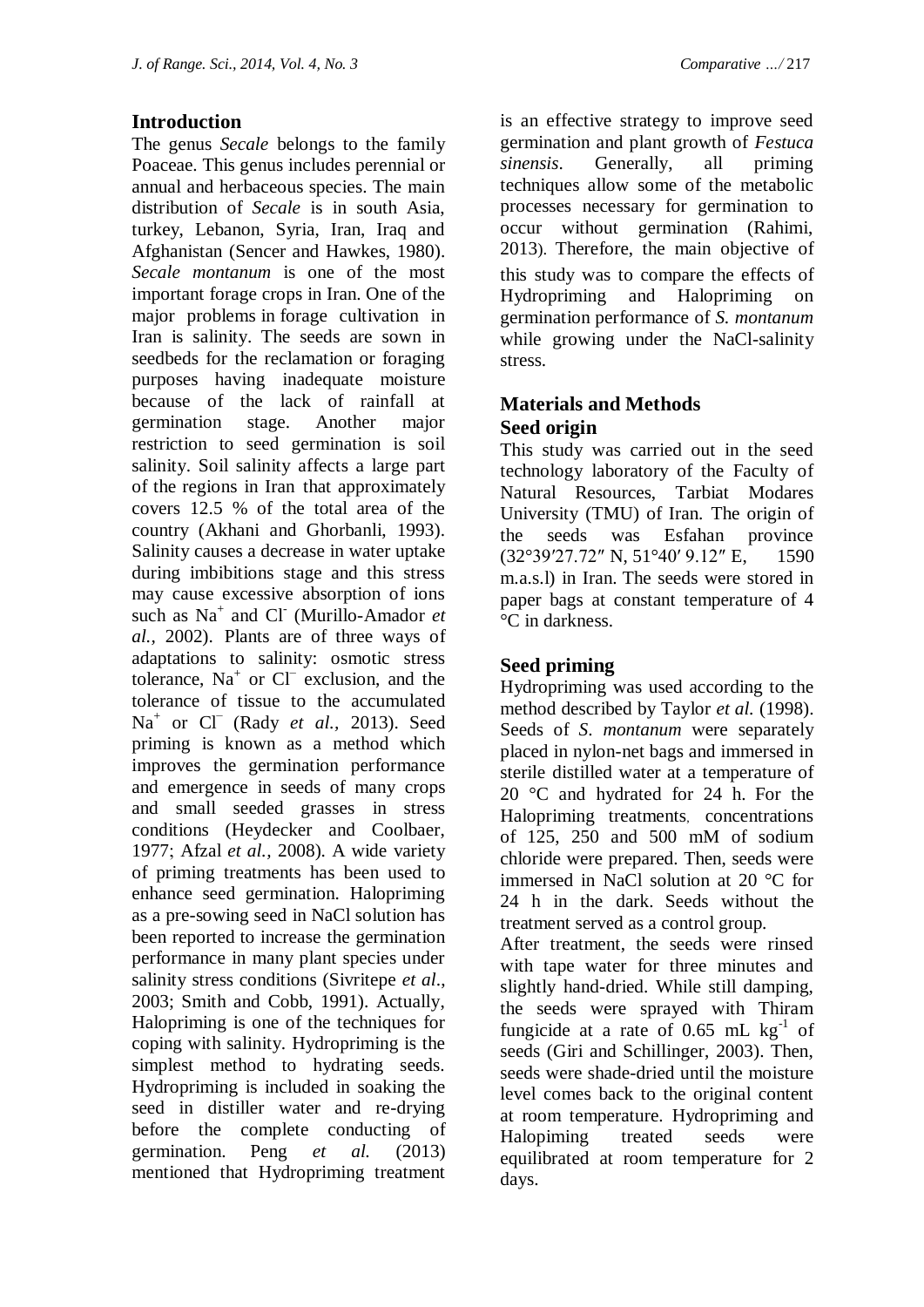## Introduction

The genus *Secale* belongs to the family Poaceae. This genus includes perennial or annual and herbaceous species. The main distribution of *Secale* is in south Asia, turkey, Lebanon, Syria, Iran, Iraq and Afghanistan (Sencer and Hawkes, 1980). *Secale montanum* is one of the most important forage crops in Iran. One of the major problems in forage cultivation in Iran is salinity. The seeds are sown in seedbeds for the reclamation or foraging purposes having inadequate moisture because of the lack of rainfall at germination stage. Another major restriction to seed germination is soil salinity. Soil salinity affects a large part of the regions in Iran that approximately covers 12.5 % of the total area of the country (Akhani and Ghorbanli, 1993). Salinity causes a decrease in water uptake during imbibitions stage and this stress may cause excessive absorption of ions such as $Na^+$ and $Cl^-$ (Murillo-Amador *et al.,* 2002). Plants are of three ways of adaptations to salinity: osmotic stress tolerance, $Na^+$ or $Cl^-$ exclusion, and the tolerance of tissue to the accumulated $Na^+$ or $Cl^-$ (Rady *et al.,* 2013). Seed priming is known as a method which improves the germination performance and emergence in seeds of many crops and small seeded grasses in stress conditions (Heydecker and Coolbaer, 1977; Afzal *et al.,* 2008). A wide variety of priming treatments has been used to enhance seed germination. Halopriming as a pre-sowing seed in NaCl solution has been reported to increase the germination performance in many plant species under salinity stress conditions (Sivritepe *et al*., 2003; Smith and Cobb, 1991). Actually, Halopriming is one of the techniques for coping with salinity. Hydropriming is the simplest method to hydrating seeds. Hydropriming is included in soaking the seed in distiller water and re-drying before the complete conducting of germination. Peng *et al.* (2013) mentioned that Hydropriming treatment is an effective strategy to improve seed germination and plant growth of *Festuca sinensis*. Generally, all priming techniques allow some of the metabolic processes necessary for germination to occur without germination (Rahimi, 2013). Therefore, the main objective of this study was to compare the effects of Hydropriming and Halopriming on germination performance of *S. montanum* while growing under the NaCl-salinity stress.

## Materials and Methods

### Seed origin

This study was carried out in the seed technology laboratory of the Faculty of Natural Resources, Tarbiat Modares University (TMU) of Iran. The origin of the seeds was Esfahan province (32°39′27.72″ N, 51°40′ 9.12″ E, 1590 m.a.s.l) in Iran. The seeds were stored in paper bags at constant temperature of 4 °C in darkness.

### Seed priming

Hydropriming was used according to the method described by Taylor *et al.* (1998). Seeds of *S. montanum* were separately placed in nylon-net bags and immersed in sterile distilled water at a temperature of 20 °C and hydrated for 24 h. For the Halopriming treatments, concentrations of 125, 250 and 500 mM of sodium chloride were prepared. Then, seeds were immersed in NaCl solution at 20 °C for 24 h in the dark. Seeds without the treatment served as a control group.

After treatment, the seeds were rinsed with tape water for three minutes and slightly hand-dried. While still damping, the seeds were sprayed with Thiram fungicide at a rate of 0.65 mL $kg^{-1}$ of seeds (Giri and Schillinger, 2003). Then, seeds were shade-dried until the moisture level comes back to the original content at room temperature. Hydropriming and Halopiming treated seeds were equilibrated at room temperature for 2 days.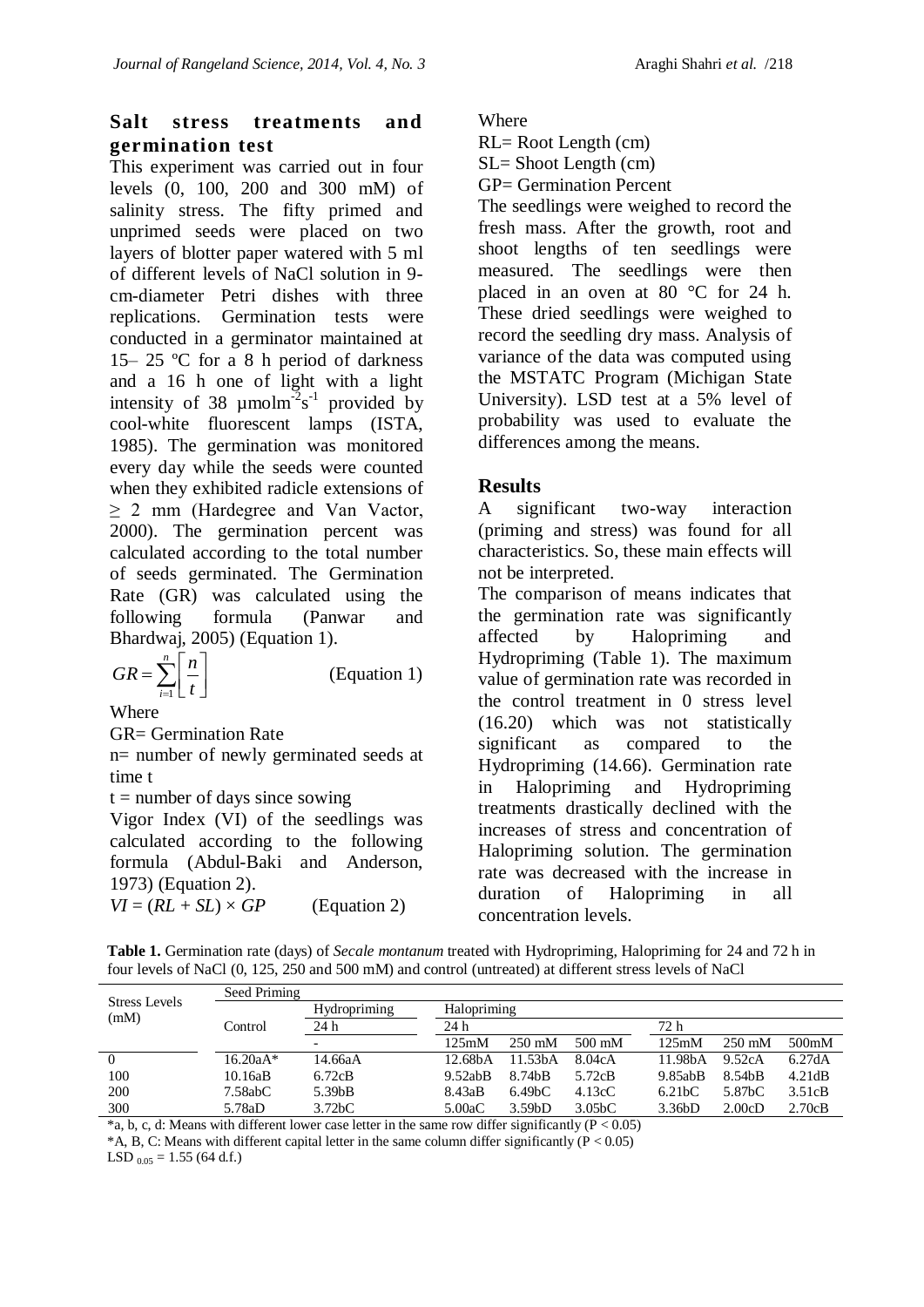### Salt stress treatments and germination test

This experiment was carried out in four levels (0, 100, 200 and 300 mM) of salinity stress. The fifty primed and unprimed seeds were placed on two layers of blotter paper watered with 5 ml of different levels of NaCl solution in 9-cm-diameter Petri dishes with three replications. Germination tests were conducted in a germinator maintained at 15– 25 ºC for a 8 h period of darkness and a 16 h one of light with a light intensity of 38 $\mu molm^{-2}s^{-1}$ provided by cool-white fluorescent lamps (ISTA, 1985). The germination was monitored every day while the seeds were counted when they exhibited radicle extensions of ≥ 2 mm (Hardegree and Van Vactor, 2000). The germination percent was calculated according to the total number of seeds germinated. The Germination Rate (GR) was calculated using the following formula (Panwar and Bhardwaj, 2005) (Equation 1).

$$GR = \sum_{i=1}^{n}\left[\frac{n}{t}\right] \quad \text{(Equation 1)}$$

Where

GR= Germination Rate

n= number of newly germinated seeds at time t

t = number of days since sowing

Vigor Index (VI) of the seedlings was calculated according to the following formula (Abdul-Baki and Anderson, 1973) (Equation 2).

$$VI = (RL + SL) \times GP \quad \text{(Equation 2)}$$

Where

RL= Root Length (cm)

SL= Shoot Length (cm)

GP= Germination Percent

The seedlings were weighed to record the fresh mass. After the growth, root and shoot lengths of ten seedlings were measured. The seedlings were then placed in an oven at 80 °C for 24 h. These dried seedlings were weighed to record the seedling dry mass. Analysis of variance of the data was computed using the MSTATC Program (Michigan State University). LSD test at a 5% level of probability was used to evaluate the differences among the means.

## Results

A significant two-way interaction (priming and stress) was found for all characteristics. So, these main effects will not be interpreted.

The comparison of means indicates that the germination rate was significantly affected by Halopriming and Hydropriming (Table 1). The maximum value of germination rate was recorded in the control treatment in 0 stress level (16.20) which was not statistically significant as compared to the Hydropriming (14.66). Germination rate in Halopriming and Hydropriming treatments drastically declined with the increases of stress and concentration of Halopriming solution. The germination rate was decreased with the increase in duration of Halopriming in all concentration levels.

**Table 1.** Germination rate (days) of *Secale montanum* treated with Hydropriming, Halopriming for 24 and 72 h in four levels of NaCl (0, 125, 250 and 500 mM) and control (untreated) at different stress levels of NaCl

| Stress Levels (mM) | Seed Priming | | | | | | | |
|---|---|---|---|---|---|---|---|---|
| | Control | Hydropriming | Halopriming | | | | | |
| | | 24 h | 24 h | | | 72 h | | |
| | | - | 125mM | 250 mM | 500 mM | 125mM | 250 mM | 500mM |
| 0 | 16.20aA* | 14.66aA | 12.68bA | 11.53bA | 8.04cA | 11.98bA | 9.52cA | 6.27dA |
| 100 | 10.16aB | 6.72cB | 9.52abB | 8.74bB | 5.72cB | 9.85abB | 8.54bB | 4.21dB |
| 200 | 7.58abC | 5.39bB | 8.43aB | 6.49bC | 4.13cC | 6.21bC | 5.87bC | 3.51cB |
| 300 | 5.78aD | 3.72bC | 5.00aC | 3.59bD | 3.05bC | 3.36bD | 2.00cD | 2.70cB |

*a, b, c, d: Means with different lower case letter in the same row differ significantly ($P < 0.05$)

*A, B, C: Means with different capital letter in the same column differ significantly ($P < 0.05$)

$LSD_{0.05} = 1.55$ (64 d.f.)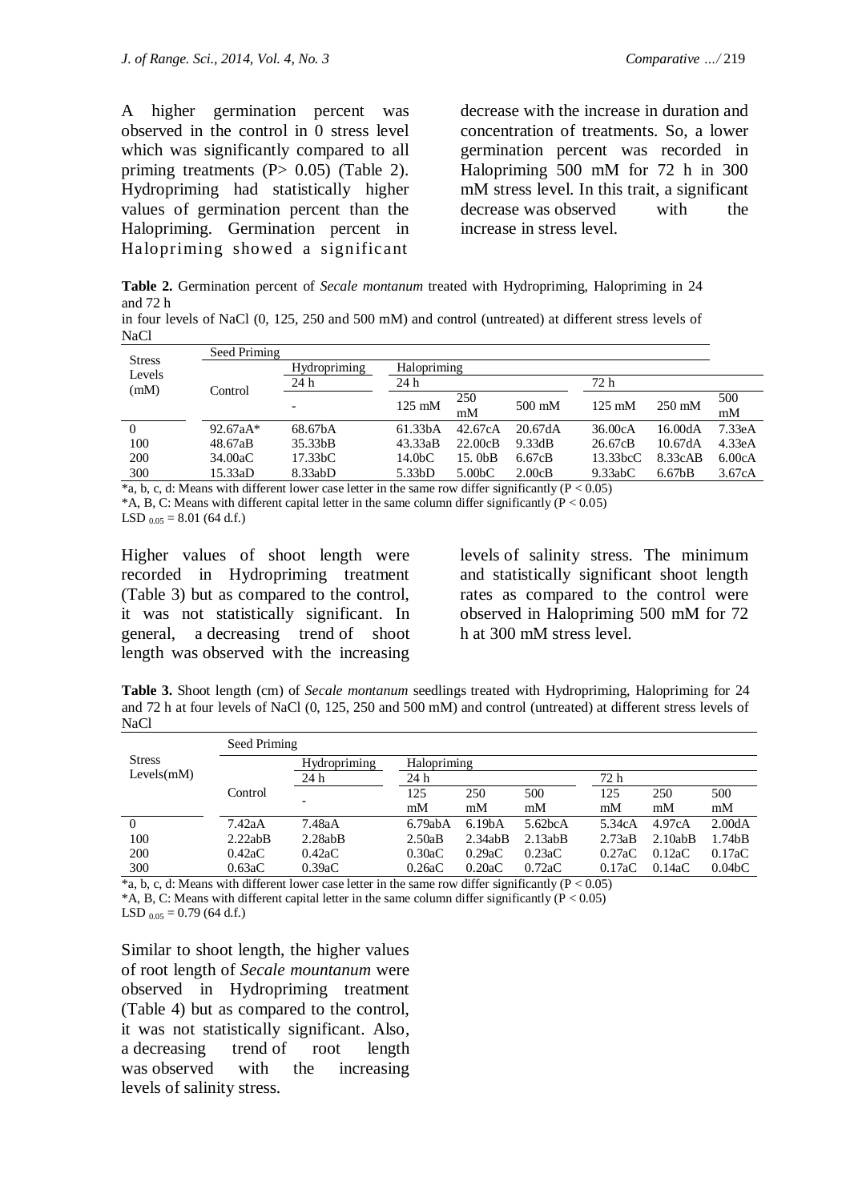A higher germination percent was observed in the control in 0 stress level which was significantly compared to all priming treatments (P> 0.05) (Table 2). Hydropriming had statistically higher values of germination percent than the Halopriming. Germination percent in Halopriming showed a significant decrease with the increase in duration and concentration of treatments. So, a lower germination percent was recorded in Halopriming 500 mM for 72 h in 300 mM stress level. In this trait, a significant decrease was observed with the increase in stress level.

**Table 2.** Germination percent of *Secale montanum* treated with Hydropriming, Halopriming in 24 and 72 h in four levels of NaCl (0, 125, 250 and 500 mM) and control (untreated) at different stress levels of NaCl

| Stress Levels (mM) | Seed Priming | | | | | | | |
|---|---|---|---|---|---|---|---|---|
| | Control | Hydropriming | Halopriming | | | | | |
| | | 24 h | 24 h | | | 72 h | | |
| | | - | 125 mM | 250 mM | 500 mM | 125 mM | 250 mM | 500 mM |
| 0 | 92.67aA* | 68.67bA | 61.33bA | 42.67cA | 20.67dA | 36.00cA | 16.00dA | 7.33eA |
| 100 | 48.67aB | 35.33bB | 43.33aB | 22.00cB | 9.33dB | 26.67cB | 10.67dA | 4.33eA |
| 200 | 34.00aC | 17.33bC | 14.0bC | 15. 0bB | 6.67cB | 13.33bcC | 8.33cAB | 6.00cA |
| 300 | 15.33aD | 8.33abD | 5.33bD | 5.00bC | 2.00cB | 9.33abC | 6.67bB | 3.67cA |

*a, b, c, d: Means with different lower case letter in the same row differ significantly ($P < 0.05$)
*A, B, C: Means with different capital letter in the same column differ significantly ($P < 0.05$)
$LSD_{0.05} = 8.01$ (64 d.f.)

Higher values of shoot length were recorded in Hydropriming treatment (Table 3) but as compared to the control, it was not statistically significant. In general, a decreasing trend of shoot length was observed with the increasing levels of salinity stress. The minimum and statistically significant shoot length rates as compared to the control were observed in Halopriming 500 mM for 72 h at 300 mM stress level.

**Table 3.** Shoot length (cm) of *Secale montanum* seedlings treated with Hydropriming, Halopriming for 24 and 72 h at four levels of NaCl (0, 125, 250 and 500 mM) and control (untreated) at different stress levels of NaCl

| Stress Levels(mM) | Seed Priming | | | | | | | |
|---|---|---|---|---|---|---|---|---|
| | Control | Hydropriming | Halopriming | | | | | |
| | | 24 h | 24 h | | | 72 h | | |
| | | - | 125 mM | 250 mM | 500 mM | 125 mM | 250 mM | 500 mM |
| 0 | 7.42aA | 7.48aA | 6.79abA | 6.19bA | 5.62bcA | 5.34cA | 4.97cA | 2.00dA |
| 100 | 2.22abB | 2.28abB | 2.50aB | 2.34abB | 2.13abB | 2.73aB | 2.10abB | 1.74bB |
| 200 | 0.42aC | 0.42aC | 0.30aC | 0.29aC | 0.23aC | 0.27aC | 0.12aC | 0.17aC |
| 300 | 0.63aC | 0.39aC | 0.26aC | 0.20aC | 0.72aC | 0.17aC | 0.14aC | 0.04bC |

*a, b, c, d: Means with different lower case letter in the same row differ significantly ($P < 0.05$)
*A, B, C: Means with different capital letter in the same column differ significantly ($P < 0.05$)
$LSD_{0.05} = 0.79$ (64 d.f.)

Similar to shoot length, the higher values of root length of *Secale mountanum* were observed in Hydropriming treatment (Table 4) but as compared to the control, it was not statistically significant. Also, a decreasing trend of root length was observed with the increasing levels of salinity stress.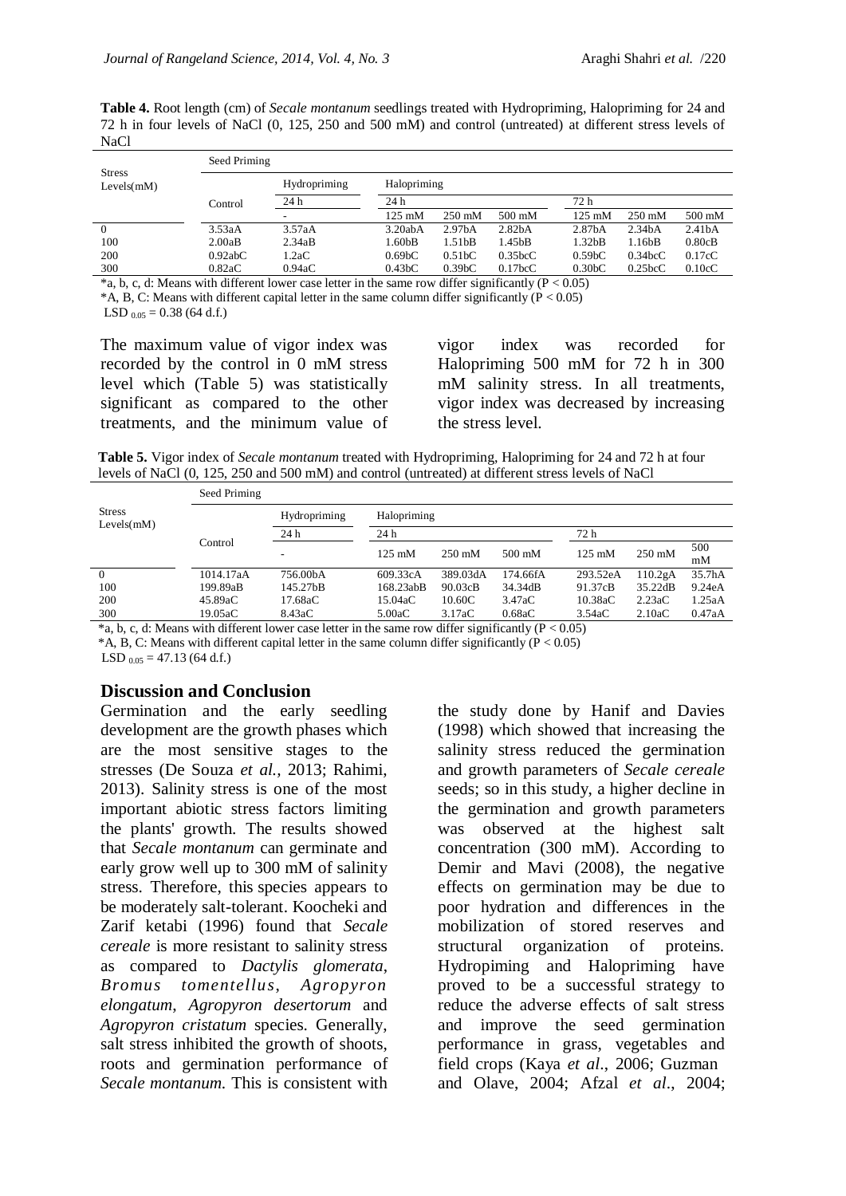**Table 4.** Root length (cm) of *Secale montanum* seedlings treated with Hydropriming, Halopriming for 24 and 72 h in four levels of NaCl (0, 125, 250 and 500 mM) and control (untreated) at different stress levels of NaCl

| Stress Levels(mM) | Seed Priming | | | | | | | |
|---|---|---|---|---|---|---|---|---|
| | Control | Hydropriming | Halopriming | | | | | |
| | | 24 h | 24 h | | | 72 h | | |
| | | - | 125 mM | 250 mM | 500 mM | 125 mM | 250 mM | 500 mM |
| 0 | 3.53aA | 3.57aA | 3.20abA | 2.97bA | 2.82bA | 2.87bA | 2.34bA | 2.41bA |
| 100 | 2.00aB | 2.34aB | 1.60bB | 1.51bB | 1.45bB | 1.32bB | 1.16bB | 0.80cB |
| 200 | 0.92abC | 1.2aC | 0.69bC | 0.51bC | 0.35bcC | 0.59bC | 0.34bcC | 0.17cC |
| 300 | 0.82aC | 0.94aC | 0.43bC | 0.39bC | 0.17bcC | 0.30bC | 0.25bcC | 0.10cC |

*a, b, c, d: Means with different lower case letter in the same row differ significantly ($P < 0.05$)
*A, B, C: Means with different capital letter in the same column differ significantly ($P < 0.05$)
$LSD_{0.05} = 0.38$ (64 d.f.)

The maximum value of vigor index was recorded by the control in 0 mM stress level which (Table 5) was statistically significant as compared to the other treatments, and the minimum value of vigor index was recorded for Halopriming 500 mM for 72 h in 300 mM salinity stress. In all treatments, vigor index was decreased by increasing the stress level.

**Table 5.** Vigor index of *Secale montanum* treated with Hydropriming, Halopriming for 24 and 72 h at four levels of NaCl (0, 125, 250 and 500 mM) and control (untreated) at different stress levels of NaCl

| Stress Levels(mM) | Seed Priming | | | | | | | |
|---|---|---|---|---|---|---|---|---|
| | Control | Hydropriming | Halopriming | | | | | |
| | | 24 h | 24 h | | | 72 h | | |
| | | - | 125 mM | 250 mM | 500 mM | 125 mM | 250 mM | 500 mM |
| 0 | 1014.17aA | 756.00bA | 609.33cA | 389.03dA | 174.66fA | 293.52eA | 110.2gA | 35.7hA |
| 100 | 199.89aB | 145.27bB | 168.23abB | 90.03cB | 34.34dB | 91.37cB | 35.22dB | 9.24eA |
| 200 | 45.89aC | 17.68aC | 15.04aC | 10.60C | 3.47aC | 10.38aC | 2.23aC | 1.25aA |
| 300 | 19.05aC | 8.43aC | 5.00aC | 3.17aC | 0.68aC | 3.54aC | 2.10aC | 0.47aA |

*a, b, c, d: Means with different lower case letter in the same row differ significantly ($P < 0.05$)
*A, B, C: Means with different capital letter in the same column differ significantly ($P < 0.05$)
$LSD_{0.05} = 47.13$ (64 d.f.)

## Discussion and Conclusion

Germination and the early seedling development are the growth phases which are the most sensitive stages to the stresses (De Souza *et al.*, 2013; Rahimi, 2013). Salinity stress is one of the most important abiotic stress factors limiting the plants' growth. The results showed that *Secale montanum* can germinate and early grow well up to 300 mM of salinity stress. Therefore, this species appears to be moderately salt-tolerant. Koocheki and Zarif ketabi (1996) found that *Secale cereale* is more resistant to salinity stress as compared to *Dactylis glomerata*, *Bromus tomentellus*, *Agropyron elongatum*, *Agropyron desertorum* and *Agropyron cristatum* species. Generally, salt stress inhibited the growth of shoots, roots and germination performance of *Secale montanum.* This is consistent with the study done by Hanif and Davies (1998) which showed that increasing the salinity stress reduced the germination and growth parameters of *Secale cereale* seeds; so in this study, a higher decline in the germination and growth parameters was observed at the highest salt concentration (300 mM). According to Demir and Mavi (2008), the negative effects on germination may be due to poor hydration and differences in the mobilization of stored reserves and structural organization of proteins. Hydropiming and Halopriming have proved to be a successful strategy to reduce the adverse effects of salt stress and improve the seed germination performance in grass, vegetables and field crops (Kaya *et al*., 2006; Guzman and Olave, 2004; Afzal *et al*., 2004;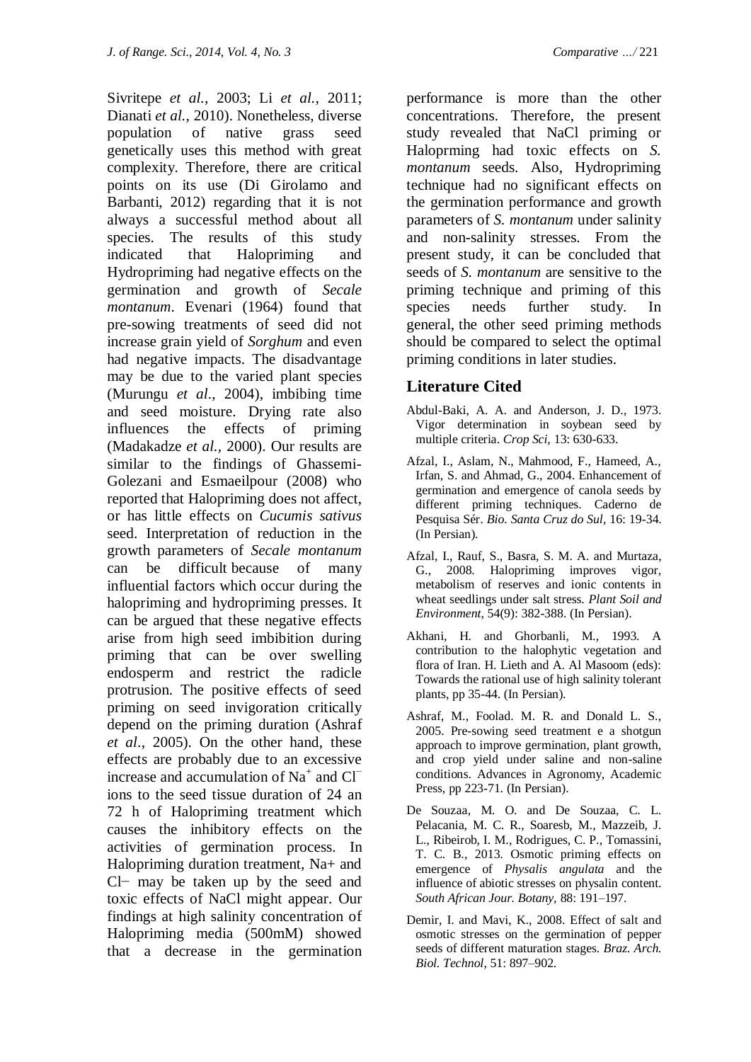Sivritepe *et al.*, 2003; Li *et al.*, 2011; Dianati *et al.*, 2010). Nonetheless, diverse population of native grass seed genetically uses this method with great complexity. Therefore, there are critical points on its use (Di Girolamo and Barbanti, 2012) regarding that it is not always a successful method about all species. The results of this study indicated that Halopriming and Hydropriming had negative effects on the germination and growth of *Secale montanum*. Evenari (1964) found that pre-sowing treatments of seed did not increase grain yield of *Sorghum* and even had negative impacts. The disadvantage may be due to the varied plant species (Murungu *et al*., 2004), imbibing time and seed moisture. Drying rate also influences the effects of priming (Madakadze *et al.*, 2000). Our results are similar to the findings of Ghassemi-Golezani and Esmaeilpour (2008) who reported that Halopriming does not affect, or has little effects on *Cucumis sativus* seed. Interpretation of reduction in the growth parameters of *Secale montanum* can be difficult because of many influential factors which occur during the halopriming and hydropriming presses. It can be argued that these negative effects arise from high seed imbibition during priming that can be over swelling endosperm and restrict the radicle protrusion. The positive effects of seed priming on seed invigoration critically depend on the priming duration (Ashraf *et al*., 2005). On the other hand, these effects are probably due to an excessive increase and accumulation of $Na^{+}$ and $Cl^{-}$ ions to the seed tissue duration of 24 an 72 h of Halopriming treatment which causes the inhibitory effects on the activities of germination process. In Halopriming duration treatment, Na+ and Cl− may be taken up by the seed and toxic effects of NaCl might appear. Our findings at high salinity concentration of Halopriming media (500mM) showed that a decrease in the germination performance is more than the other concentrations. Therefore, the present study revealed that NaCl priming or Haloprming had toxic effects on *S. montanum* seeds. Also, Hydropriming technique had no significant effects on the germination performance and growth parameters of *S. montanum* under salinity and non-salinity stresses. From the present study, it can be concluded that seeds of *S. montanum* are sensitive to the priming technique and priming of this species needs further study. In general, the other seed priming methods should be compared to select the optimal priming conditions in later studies.

## Literature Cited

Abdul-Baki, A. A. and Anderson, J. D., 1973. Vigor determination in soybean seed by multiple criteria. *Crop Sci*, 13: 630-633.

Afzal, I., Aslam, N., Mahmood, F., Hameed, A., Irfan, S. and Ahmad, G., 2004. Enhancement of germination and emergence of canola seeds by different priming techniques. Caderno de Pesquisa Sér. *Bio. Santa Cruz do Sul*, 16: 19-34. (In Persian).

Afzal, I., Rauf, S., Basra, S. M. A. and Murtaza, G., 2008. Halopriming improves vigor, metabolism of reserves and ionic contents in wheat seedlings under salt stress. *Plant Soil and Environment*, 54(9): 382-388. (In Persian).

Akhani, H. and Ghorbanli, M., 1993. A contribution to the halophytic vegetation and flora of Iran. H. Lieth and A. Al Masoom (eds): Towards the rational use of high salinity tolerant plants, pp 35-44. (In Persian).

Ashraf, M., Foolad. M. R. and Donald L. S., 2005. Pre-sowing seed treatment e a shotgun approach to improve germination, plant growth, and crop yield under saline and non-saline conditions. Advances in Agronomy, Academic Press, pp 223-71. (In Persian).

De Souzaa, M. O. and De Souzaa, C. L. Pelacania, M. C. R., Soaresb, M., Mazzeib, J. L., Ribeirob, I. M., Rodrigues, C. P., Tomassini, T. C. B., 2013. Osmotic priming effects on emergence of *Physalis angulata* and the influence of abiotic stresses on physalin content. *South African Jour. Botany*, 88: 191–197.

Demir, I. and Mavi, K., 2008. Effect of salt and osmotic stresses on the germination of pepper seeds of different maturation stages. *Braz. Arch. Biol. Technol*, 51: 897–902.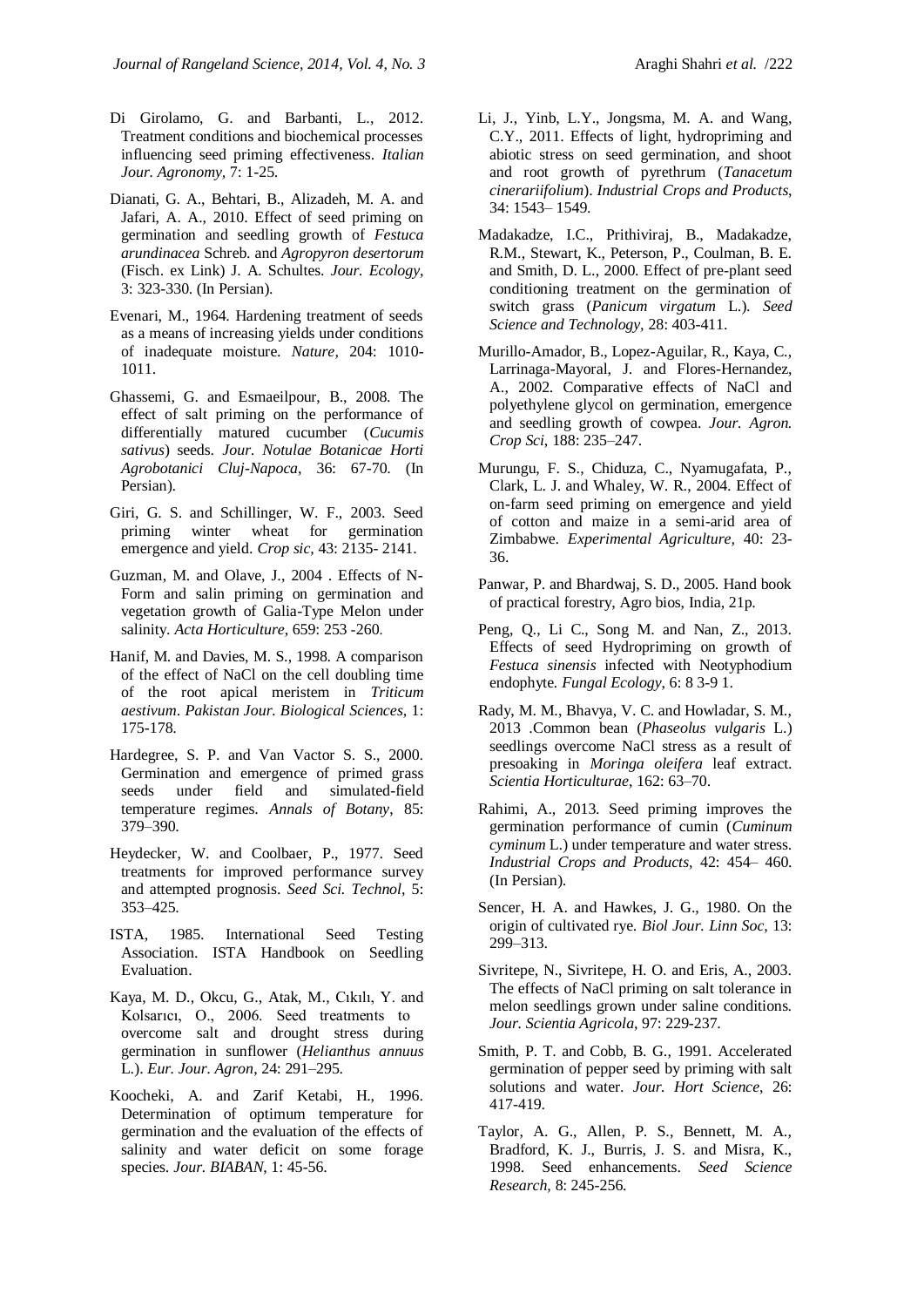Di Girolamo, G. and Barbanti, L., 2012. Treatment conditions and biochemical processes influencing seed priming effectiveness. *Italian Jour. Agronomy,* 7: 1-25.

Dianati, G. A., Behtari, B., Alizadeh, M. A. and Jafari, A. A., 2010. Effect of seed priming on germination and seedling growth of *Festuca arundinacea* Schreb. and *Agropyron desertorum* (Fisch. ex Link) J. A. Schultes. *Jour. Ecology*, 3: 323-330. (In Persian).

Evenari, M., 1964. Hardening treatment of seeds as a means of increasing yields under conditions of inadequate moisture. *Nature,* 204: 1010-1011.

Ghassemi, G. and Esmaeilpour, B., 2008. The effect of salt priming on the performance of differentially matured cucumber (*Cucumis sativus*) seeds. *Jour. Notulae Botanicae Horti Agrobotanici Cluj-Napoca*, 36: 67-70. (In Persian).

Giri, G. S. and Schillinger, W. F., 2003. Seed priming winter wheat for germination emergence and yield. *Crop sic,* 43: 2135- 2141.

Guzman, M. and Olave, J., 2004 . Effects of N-Form and salin priming on germination and vegetation growth of Galia-Type Melon under salinity. *Acta Horticulture*, 659: 253 -260.

Hanif, M. and Davies, M. S., 1998. A comparison of the effect of NaCl on the cell doubling time of the root apical meristem in *Triticum aestivum*. *Pakistan Jour. Biological Sciences*, 1: 175-178.

Hardegree, S. P. and Van Vactor S. S., 2000. Germination and emergence of primed grass seeds under field and simulated-field temperature regimes. *Annals of Botany*, 85: 379–390.

Heydecker, W. and Coolbaer, P., 1977. Seed treatments for improved performance survey and attempted prognosis. *Seed Sci. Technol*, 5: 353–425.

ISTA, 1985. International Seed Testing Association. ISTA Handbook on Seedling Evaluation.

Kaya, M. D., Okcu, G., Atak, M., Cıkılı, Y. and Kolsarıcı, O., 2006. Seed treatments to overcome salt and drought stress during germination in sunflower (*Helianthus annuus* L.). *Eur. Jour. Agron*, 24: 291–295.

Koocheki, A. and Zarif Ketabi, H., 1996. Determination of optimum temperature for germination and the evaluation of the effects of salinity and water deficit on some forage species. *Jour. BIABAN*, 1: 45-56.

Li, J., Yinb, L.Y., Jongsma, M. A. and Wang, C.Y., 2011. Effects of light, hydropriming and abiotic stress on seed germination, and shoot and root growth of pyrethrum (*Tanacetum cinerariifolium*). *Industrial Crops and Products*, 34: 1543– 1549.

Madakadze, I.C., Prithiviraj, B., Madakadze, R.M., Stewart, K., Peterson, P., Coulman, B. E. and Smith, D. L., 2000. Effect of pre-plant seed conditioning treatment on the germination of switch grass (*Panicum virgatum* L.). *Seed Science and Technology*, 28: 403-411.

Murillo-Amador, B., Lopez-Aguilar, R., Kaya, C., Larrinaga-Mayoral, J. and Flores-Hernandez, A., 2002. Comparative effects of NaCl and polyethylene glycol on germination, emergence and seedling growth of cowpea. *Jour. Agron. Crop Sci*, 188: 235–247.

Murungu, F. S., Chiduza, C., Nyamugafata, P., Clark, L. J. and Whaley, W. R., 2004. Effect of on-farm seed priming on emergence and yield of cotton and maize in a semi-arid area of Zimbabwe. *Experimental Agriculture,* 40: 23-36.

Panwar, P. and Bhardwaj, S. D., 2005. Hand book of practical forestry, Agro bios, India, 21p.

Peng, Q., Li C., Song M. and Nan, Z., 2013. Effects of seed Hydropriming on growth of *Festuca sinensis* infected with Neotyphodium endophyte. *Fungal Ecology*, 6: 8 3-9 1.

Rady, M. M., Bhavya, V. C. and Howladar, S. M., 2013 .Common bean (*Phaseolus vulgaris* L.) seedlings overcome NaCl stress as a result of presoaking in *Moringa oleifera* leaf extract. *Scientia Horticulturae*, 162: 63–70.

Rahimi, A., 2013. Seed priming improves the germination performance of cumin (*Cuminum cyminum* L.) under temperature and water stress. *Industrial Crops and Products*, 42: 454– 460. (In Persian).

Sencer, H. A. and Hawkes, J. G., 1980. On the origin of cultivated rye. *Biol Jour. Linn Soc*, 13: 299–313.

Sivritepe, N., Sivritepe, H. O. and Eris, A., 2003. The effects of NaCl priming on salt tolerance in melon seedlings grown under saline conditions. *Jour. Scientia Agricola*, 97: 229-237.

Smith, P. T. and Cobb, B. G., 1991. Accelerated germination of pepper seed by priming with salt solutions and water. *Jour. Hort Science*, 26: 417-419.

Taylor, A. G., Allen, P. S., Bennett, M. A., Bradford, K. J., Burris, J. S. and Misra, K., 1998. Seed enhancements. *Seed Science Research*, 8: 245-256.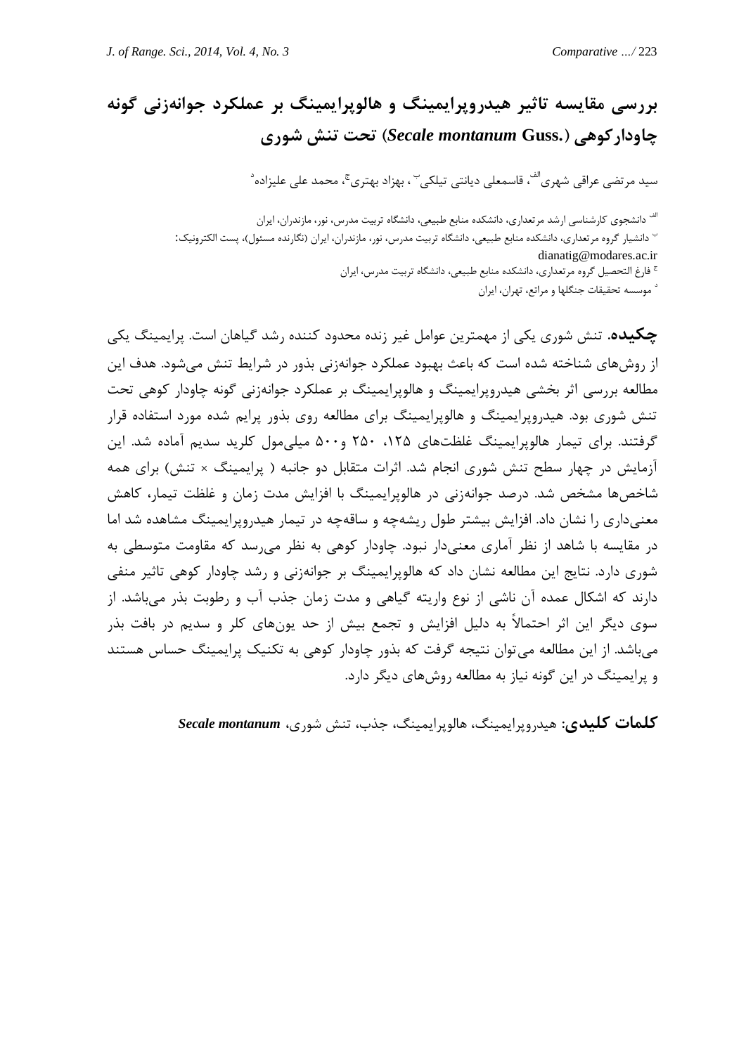# بررسی مقایسه تاثیر هیدروپرایمینگ و هالوپرایمینگ بر عملکرد جوانه‌زنی گونه چاودارکوهی (*Secale montanum* **Guss.**) تحت تنش شوری

سید مرتضی عراقی شهری[الف]، قاسمعلی دیانتی تیلکی[ب]، بهزاد بهتری[ج]، محمد علی علیزاده[د]

[الف] دانشجوی کارشناسی ارشد مرتعداری، دانشکده منابع طبیعی، دانشگاه تربیت مدرس، نور، مازندران، ایران

[ب] دانشیار گروه مرتعداری، دانشکده منابع طبیعی، دانشگاه تربیت مدرس، نور، مازندران، ایران (نگارنده مسئول)، پست الکترونیک: dianatig@modares.ac.ir

[ج] فارغ التحصیل گروه مرتعداری، دانشکده منابع طبیعی، دانشگاه تربیت مدرس، ایران

[د] موسسه تحقیقات جنگلها و مراتع، تهران، ایران

**چکیده.** تنش شوری یکی از مهمترین عوامل غیر زنده محدود کننده رشد گیاهان است. پرایمینگ یکی از روش‌های شناخته شده است که باعث بهبود عملکرد جوانه‌زنی بذور در شرایط تنش می‌شود. هدف این مطالعه بررسی اثر بخشی هیدروپرایمینگ و هالوپرایمینگ بر عملکرد جوانه‌زنی گونه چاودار کوهی تحت تنش شوری بود. هیدروپرایمینگ و هالوپرایمینگ برای مطالعه روی بذور پرایم شده مورد استفاده قرار گرفتند. برای تیمار هالوپرایمینگ غلظت‌های ۱۲۵، ۲۵۰ و۵۰۰ میلی‌مول کلرید سدیم آماده شد. این آزمایش در چهار سطح تنش شوری انجام شد. اثرات متقابل دو جانبه ( پرایمینگ × تنش) برای همه شاخص‌ها مشخص شد. درصد جوانه‌زنی در هالوپرایمینگ با افزایش مدت زمان و غلظت تیمار، کاهش معنی‌داری را نشان داد. افزایش بیشتر طول ریشه‌چه و ساقه‌چه در تیمار هیدروپرایمینگ مشاهده شد اما در مقایسه با شاهد از نظر آماری معنی‌دار نبود. چاودار کوهی به نظر می‌رسد که مقاومت متوسطی به شوری دارد. نتایج این مطالعه نشان داد که هالوپرایمینگ بر جوانه‌زنی و رشد چاودار کوهی تاثیر منفی دارند که اشکال عمده آن ناشی از نوع واریته گیاهی و مدت زمان جذب آب و رطوبت بذر می‌باشد. از سوی دیگر این اثر احتمالاً به دلیل افزایش و تجمع بیش از حد یون‌های کلر و سدیم در بافت بذر می‌باشد. از این مطالعه می‌توان نتیجه گرفت که بذور چاودار کوهی به تکنیک پرایمینگ حساس هستند و پرایمینگ در این گونه نیاز به مطالعه روش‌های دیگر دارد.

**کلمات کلیدی**: هیدروپرایمینگ، هالوپرایمینگ، جذب، تنش شوری، ***Secale montanum***